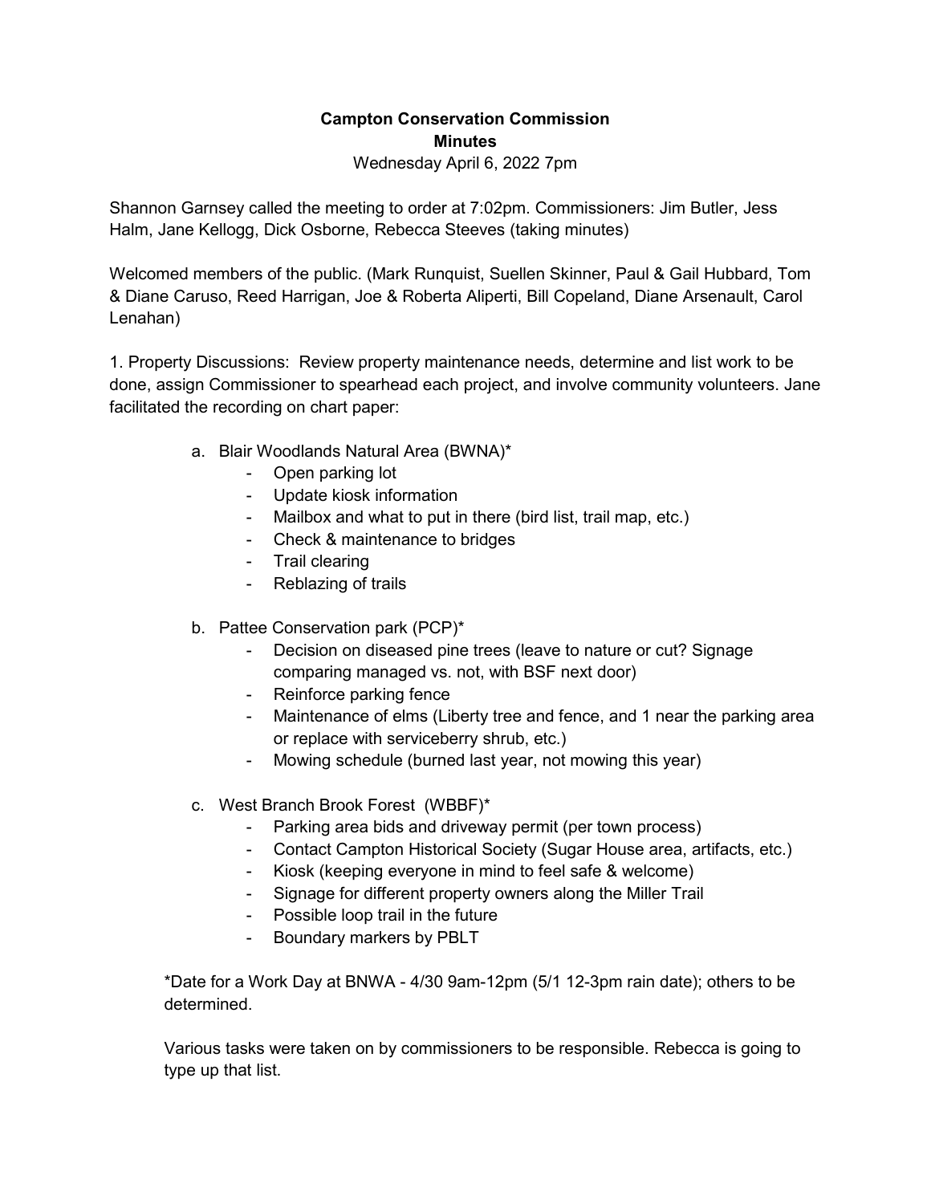**Campton Conservation Commission**
**Minutes**
Wednesday April 6, 2022 7pm

Shannon Garnsey called the meeting to order at 7:02pm. Commissioners: Jim Butler, Jess Halm, Jane Kellogg, Dick Osborne, Rebecca Steeves (taking minutes)

Welcomed members of the public. (Mark Runquist, Suellen Skinner, Paul & Gail Hubbard, Tom & Diane Caruso, Reed Harrigan, Joe & Roberta Aliperti, Bill Copeland, Diane Arsenault, Carol Lenahan)

1. Property Discussions: Review property maintenance needs, determine and list work to be done, assign Commissioner to spearhead each project, and involve community volunteers. Jane facilitated the recording on chart paper:

   a. Blair Woodlands Natural Area (BWNA)*
      - Open parking lot
      - Update kiosk information
      - Mailbox and what to put in there (bird list, trail map, etc.)
      - Check & maintenance to bridges
      - Trail clearing
      - Reblazing of trails

   b. Pattee Conservation park (PCP)*
      - Decision on diseased pine trees (leave to nature or cut? Signage comparing managed vs. not, with BSF next door)
      - Reinforce parking fence
      - Maintenance of elms (Liberty tree and fence, and 1 near the parking area or replace with serviceberry shrub, etc.)
      - Mowing schedule (burned last year, not mowing this year)

   c. West Branch Brook Forest (WBBF)*
      - Parking area bids and driveway permit (per town process)
      - Contact Campton Historical Society (Sugar House area, artifacts, etc.)
      - Kiosk (keeping everyone in mind to feel safe & welcome)
      - Signage for different property owners along the Miller Trail
      - Possible loop trail in the future
      - Boundary markers by PBLT

*Date for a Work Day at BNWA - 4/30 9am-12pm (5/1 12-3pm rain date); others to be determined.

Various tasks were taken on by commissioners to be responsible. Rebecca is going to type up that list.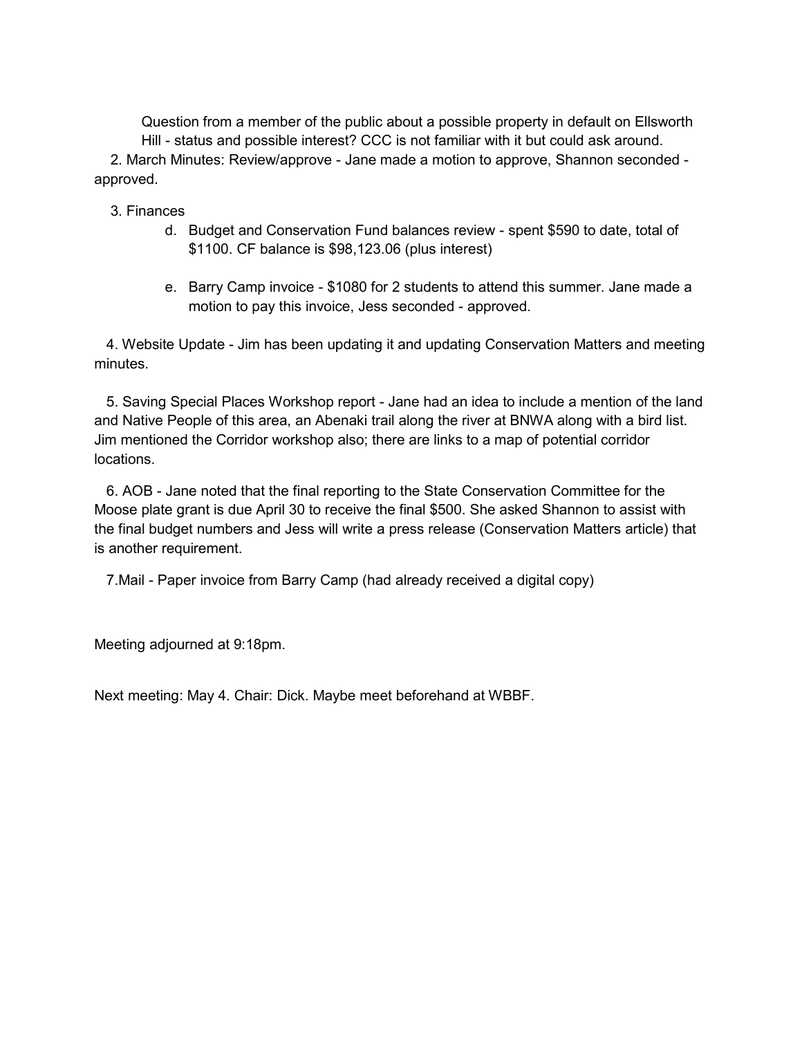Question from a member of the public about a possible property in default on Ellsworth Hill - status and possible interest? CCC is not familiar with it but could ask around.

2. March Minutes: Review/approve - Jane made a motion to approve, Shannon seconded - approved.

3. Finances
   - d. Budget and Conservation Fund balances review - spent $590 to date, total of $1100. CF balance is $98,123.06 (plus interest)
   - e. Barry Camp invoice - $1080 for 2 students to attend this summer. Jane made a motion to pay this invoice, Jess seconded - approved.

4. Website Update - Jim has been updating it and updating Conservation Matters and meeting minutes.

5. Saving Special Places Workshop report - Jane had an idea to include a mention of the land and Native People of this area, an Abenaki trail along the river at BNWA along with a bird list. Jim mentioned the Corridor workshop also; there are links to a map of potential corridor locations.

6. AOB - Jane noted that the final reporting to the State Conservation Committee for the Moose plate grant is due April 30 to receive the final $500. She asked Shannon to assist with the final budget numbers and Jess will write a press release (Conservation Matters article) that is another requirement.

7. Mail - Paper invoice from Barry Camp (had already received a digital copy)

Meeting adjourned at 9:18pm.

Next meeting: May 4. Chair: Dick. Maybe meet beforehand at WBBF.